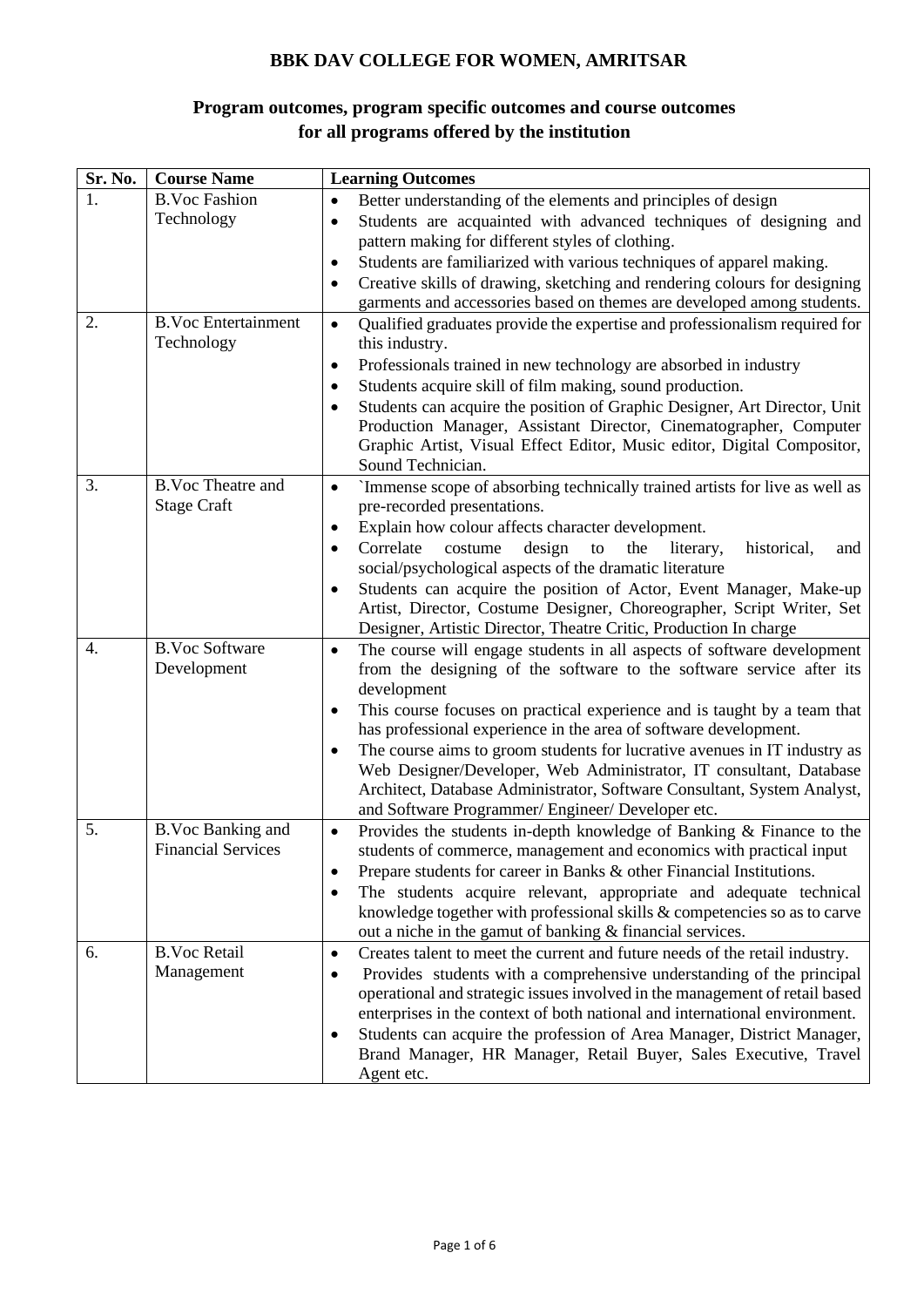# BBK DAV COLLEGE FOR WOMEN, AMRITSAR

## Program outcomes, program specific outcomes and course outcomes for all programs offered by the institution

| Sr. No. | Course Name | Learning Outcomes |
|---|---|---|
| 1. | B.Voc Fashion Technology | • Better understanding of the elements and principles of design<br>• Students are acquainted with advanced techniques of designing and pattern making for different styles of clothing.<br>• Students are familiarized with various techniques of apparel making.<br>• Creative skills of drawing, sketching and rendering colours for designing garments and accessories based on themes are developed among students. |
| 2. | B.Voc Entertainment Technology | • Qualified graduates provide the expertise and professionalism required for this industry.<br>• Professionals trained in new technology are absorbed in industry<br>• Students acquire skill of film making, sound production.<br>• Students can acquire the position of Graphic Designer, Art Director, Unit Production Manager, Assistant Director, Cinematographer, Computer Graphic Artist, Visual Effect Editor, Music editor, Digital Compositor, Sound Technician. |
| 3. | B.Voc Theatre and Stage Craft | • `Immense scope of absorbing technically trained artists for live as well as pre-recorded presentations.<br>• Explain how colour affects character development.<br>• Correlate costume design to the literary, historical, and social/psychological aspects of the dramatic literature<br>• Students can acquire the position of Actor, Event Manager, Make-up Artist, Director, Costume Designer, Choreographer, Script Writer, Set Designer, Artistic Director, Theatre Critic, Production In charge |
| 4. | B.Voc Software Development | • The course will engage students in all aspects of software development from the designing of the software to the software service after its development<br>• This course focuses on practical experience and is taught by a team that has professional experience in the area of software development.<br>• The course aims to groom students for lucrative avenues in IT industry as Web Designer/Developer, Web Administrator, IT consultant, Database Architect, Database Administrator, Software Consultant, System Analyst, and Software Programmer/ Engineer/ Developer etc. |
| 5. | B.Voc Banking and Financial Services | • Provides the students in-depth knowledge of Banking & Finance to the students of commerce, management and economics with practical input<br>• Prepare students for career in Banks & other Financial Institutions.<br>• The students acquire relevant, appropriate and adequate technical knowledge together with professional skills & competencies so as to carve out a niche in the gamut of banking & financial services. |
| 6. | B.Voc Retail Management | • Creates talent to meet the current and future needs of the retail industry.<br>• Provides students with a comprehensive understanding of the principal operational and strategic issues involved in the management of retail based enterprises in the context of both national and international environment.<br>• Students can acquire the profession of Area Manager, District Manager, Brand Manager, HR Manager, Retail Buyer, Sales Executive, Travel Agent etc. |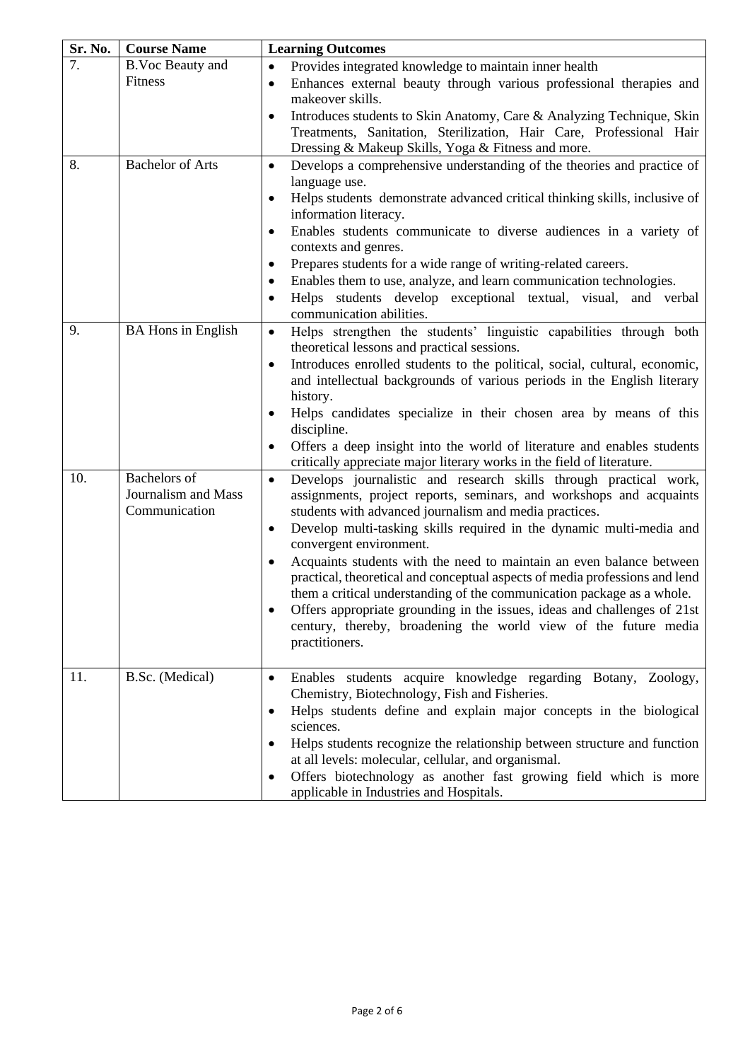| Sr. No. | Course Name | Learning Outcomes |
|---|---|---|
| 7. | B.Voc Beauty and Fitness | • Provides integrated knowledge to maintain inner health<br>• Enhances external beauty through various professional therapies and makeover skills.<br>• Introduces students to Skin Anatomy, Care & Analyzing Technique, Skin Treatments, Sanitation, Sterilization, Hair Care, Professional Hair Dressing & Makeup Skills, Yoga & Fitness and more. |
| 8. | Bachelor of Arts | • Develops a comprehensive understanding of the theories and practice of language use.<br>• Helps students demonstrate advanced critical thinking skills, inclusive of information literacy.<br>• Enables students communicate to diverse audiences in a variety of contexts and genres.<br>• Prepares students for a wide range of writing-related careers.<br>• Enables them to use, analyze, and learn communication technologies.<br>• Helps students develop exceptional textual, visual, and verbal communication abilities. |
| 9. | BA Hons in English | • Helps strengthen the students' linguistic capabilities through both theoretical lessons and practical sessions.<br>• Introduces enrolled students to the political, social, cultural, economic, and intellectual backgrounds of various periods in the English literary history.<br>• Helps candidates specialize in their chosen area by means of this discipline.<br>• Offers a deep insight into the world of literature and enables students critically appreciate major literary works in the field of literature. |
| 10. | Bachelors of Journalism and Mass Communication | • Develops journalistic and research skills through practical work, assignments, project reports, seminars, and workshops and acquaints students with advanced journalism and media practices.<br>• Develop multi-tasking skills required in the dynamic multi-media and convergent environment.<br>• Acquaints students with the need to maintain an even balance between practical, theoretical and conceptual aspects of media professions and lend them a critical understanding of the communication package as a whole.<br>• Offers appropriate grounding in the issues, ideas and challenges of 21st century, thereby, broadening the world view of the future media practitioners. |
| 11. | B.Sc. (Medical) | • Enables students acquire knowledge regarding Botany, Zoology, Chemistry, Biotechnology, Fish and Fisheries.<br>• Helps students define and explain major concepts in the biological sciences.<br>• Helps students recognize the relationship between structure and function at all levels: molecular, cellular, and organismal.<br>• Offers biotechnology as another fast growing field which is more applicable in Industries and Hospitals. |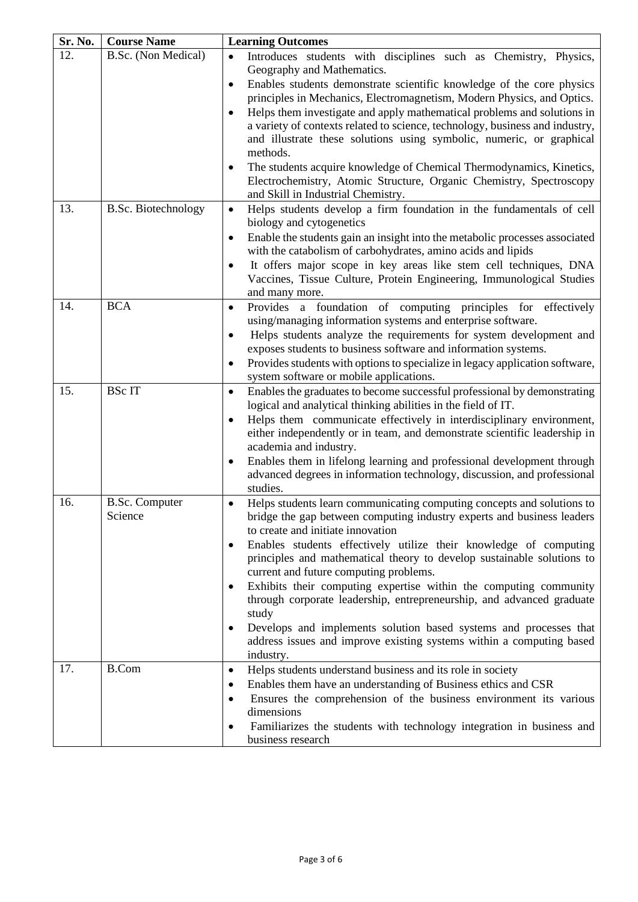| Sr. No. | Course Name | Learning Outcomes |
|---|---|---|
| 12. | B.Sc. (Non Medical) | • Introduces students with disciplines such as Chemistry, Physics, Geography and Mathematics.<br>• Enables students demonstrate scientific knowledge of the core physics principles in Mechanics, Electromagnetism, Modern Physics, and Optics.<br>• Helps them investigate and apply mathematical problems and solutions in a variety of contexts related to science, technology, business and industry, and illustrate these solutions using symbolic, numeric, or graphical methods.<br>• The students acquire knowledge of Chemical Thermodynamics, Kinetics, Electrochemistry, Atomic Structure, Organic Chemistry, Spectroscopy and Skill in Industrial Chemistry. |
| 13. | B.Sc. Biotechnology | • Helps students develop a firm foundation in the fundamentals of cell biology and cytogenetics<br>• Enable the students gain an insight into the metabolic processes associated with the catabolism of carbohydrates, amino acids and lipids<br>• It offers major scope in key areas like stem cell techniques, DNA Vaccines, Tissue Culture, Protein Engineering, Immunological Studies and many more. |
| 14. | BCA | • Provides a foundation of computing principles for effectively using/managing information systems and enterprise software.<br>• Helps students analyze the requirements for system development and exposes students to business software and information systems.<br>• Provides students with options to specialize in legacy application software, system software or mobile applications. |
| 15. | BSc IT | • Enables the graduates to become successful professional by demonstrating logical and analytical thinking abilities in the field of IT.<br>• Helps them communicate effectively in interdisciplinary environment, either independently or in team, and demonstrate scientific leadership in academia and industry.<br>• Enables them in lifelong learning and professional development through advanced degrees in information technology, discussion, and professional studies. |
| 16. | B.Sc. Computer Science | • Helps students learn communicating computing concepts and solutions to bridge the gap between computing industry experts and business leaders to create and initiate innovation<br>• Enables students effectively utilize their knowledge of computing principles and mathematical theory to develop sustainable solutions to current and future computing problems.<br>• Exhibits their computing expertise within the computing community through corporate leadership, entrepreneurship, and advanced graduate study<br>• Develops and implements solution based systems and processes that address issues and improve existing systems within a computing based industry. |
| 17. | B.Com | • Helps students understand business and its role in society<br>• Enables them have an understanding of Business ethics and CSR<br>• Ensures the comprehension of the business environment its various dimensions<br>• Familiarizes the students with technology integration in business and business research |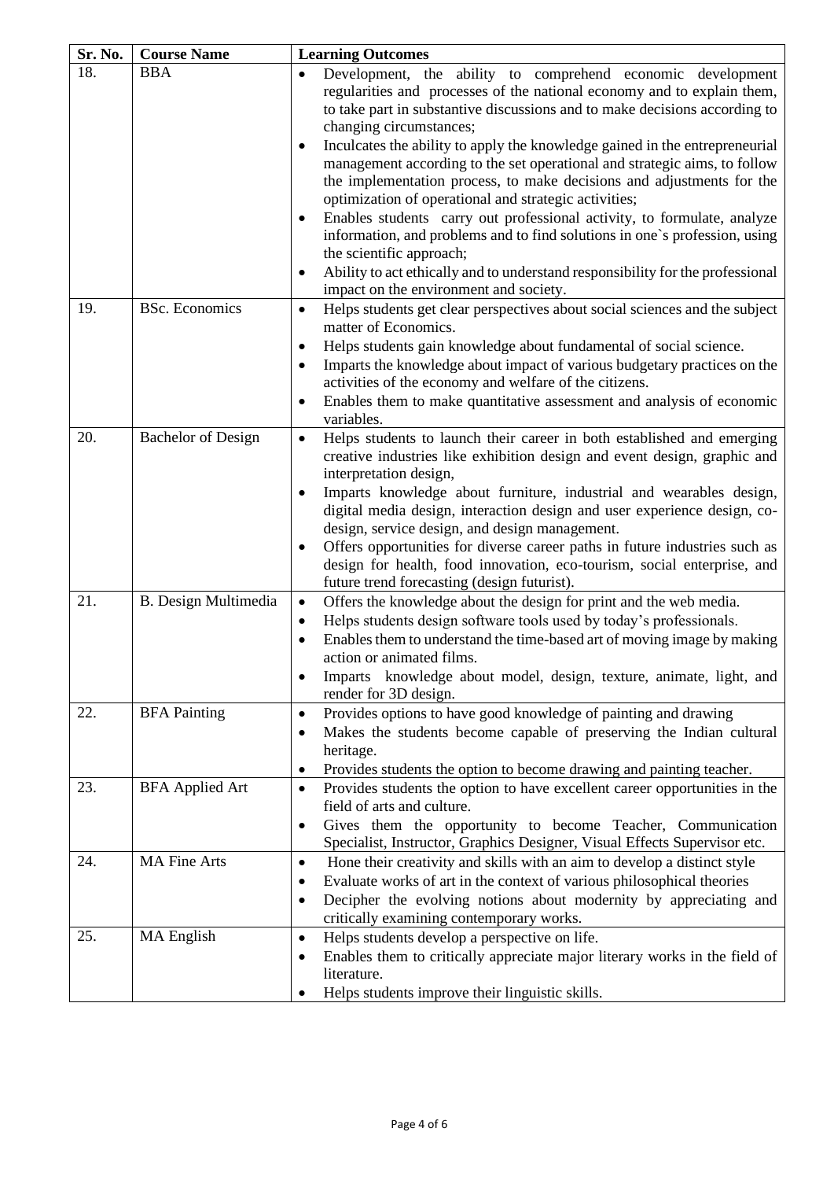| Sr. No. | Course Name | Learning Outcomes |
|---|---|---|
| 18. | BBA | • Development, the ability to comprehend economic development regularities and processes of the national economy and to explain them, to take part in substantive discussions and to make decisions according to changing circumstances;<br>• Inculcates the ability to apply the knowledge gained in the entrepreneurial management according to the set operational and strategic aims, to follow the implementation process, to make decisions and adjustments for the optimization of operational and strategic activities;<br>• Enables students carry out professional activity, to formulate, analyze information, and problems and to find solutions in one`s profession, using the scientific approach;<br>• Ability to act ethically and to understand responsibility for the professional impact on the environment and society. |
| 19. | BSc. Economics | • Helps students get clear perspectives about social sciences and the subject matter of Economics.<br>• Helps students gain knowledge about fundamental of social science.<br>• Imparts the knowledge about impact of various budgetary practices on the activities of the economy and welfare of the citizens.<br>• Enables them to make quantitative assessment and analysis of economic variables. |
| 20. | Bachelor of Design | • Helps students to launch their career in both established and emerging creative industries like exhibition design and event design, graphic and interpretation design,<br>• Imparts knowledge about furniture, industrial and wearables design, digital media design, interaction design and user experience design, co-design, service design, and design management.<br>• Offers opportunities for diverse career paths in future industries such as design for health, food innovation, eco-tourism, social enterprise, and future trend forecasting (design futurist). |
| 21. | B. Design Multimedia | • Offers the knowledge about the design for print and the web media.<br>• Helps students design software tools used by today's professionals.<br>• Enables them to understand the time-based art of moving image by making action or animated films.<br>• Imparts knowledge about model, design, texture, animate, light, and render for 3D design. |
| 22. | BFA Painting | • Provides options to have good knowledge of painting and drawing<br>• Makes the students become capable of preserving the Indian cultural heritage.<br>• Provides students the option to become drawing and painting teacher. |
| 23. | BFA Applied Art | • Provides students the option to have excellent career opportunities in the field of arts and culture.<br>• Gives them the opportunity to become Teacher, Communication Specialist, Instructor, Graphics Designer, Visual Effects Supervisor etc. |
| 24. | MA Fine Arts | • Hone their creativity and skills with an aim to develop a distinct style<br>• Evaluate works of art in the context of various philosophical theories<br>• Decipher the evolving notions about modernity by appreciating and critically examining contemporary works. |
| 25. | MA English | • Helps students develop a perspective on life.<br>• Enables them to critically appreciate major literary works in the field of literature.<br>• Helps students improve their linguistic skills. |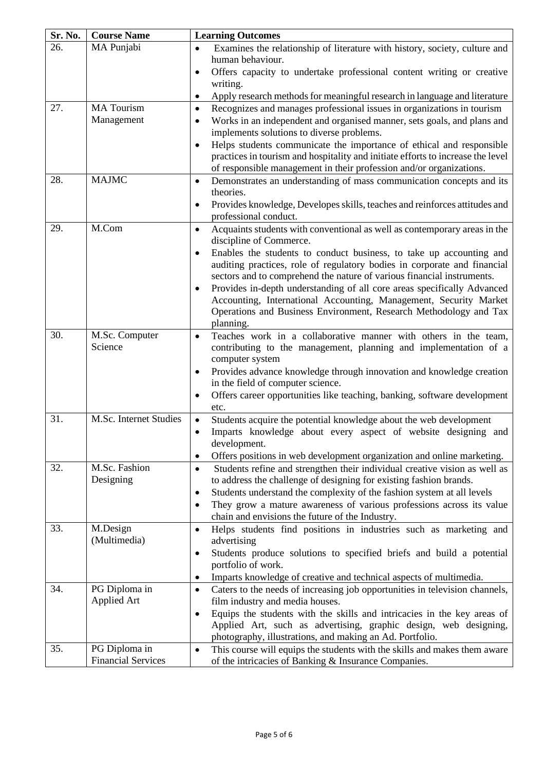| Sr. No. | Course Name | Learning Outcomes |
|---|---|---|
| 26. | MA Punjabi | • Examines the relationship of literature with history, society, culture and human behaviour.<br>• Offers capacity to undertake professional content writing or creative writing.<br>• Apply research methods for meaningful research in language and literature |
| 27. | MA Tourism Management | • Recognizes and manages professional issues in organizations in tourism<br>• Works in an independent and organised manner, sets goals, and plans and implements solutions to diverse problems.<br>• Helps students communicate the importance of ethical and responsible practices in tourism and hospitality and initiate efforts to increase the level of responsible management in their profession and/or organizations. |
| 28. | MAJMC | • Demonstrates an understanding of mass communication concepts and its theories.<br>• Provides knowledge, Developes skills, teaches and reinforces attitudes and professional conduct. |
| 29. | M.Com | • Acquaints students with conventional as well as contemporary areas in the discipline of Commerce.<br>• Enables the students to conduct business, to take up accounting and auditing practices, role of regulatory bodies in corporate and financial sectors and to comprehend the nature of various financial instruments.<br>• Provides in-depth understanding of all core areas specifically Advanced Accounting, International Accounting, Management, Security Market Operations and Business Environment, Research Methodology and Tax planning. |
| 30. | M.Sc. Computer Science | • Teaches work in a collaborative manner with others in the team, contributing to the management, planning and implementation of a computer system<br>• Provides advance knowledge through innovation and knowledge creation in the field of computer science.<br>• Offers career opportunities like teaching, banking, software development etc. |
| 31. | M.Sc. Internet Studies | • Students acquire the potential knowledge about the web development<br>• Imparts knowledge about every aspect of website designing and development.<br>• Offers positions in web development organization and online marketing. |
| 32. | M.Sc. Fashion Designing | • Students refine and strengthen their individual creative vision as well as to address the challenge of designing for existing fashion brands.<br>• Students understand the complexity of the fashion system at all levels<br>• They grow a mature awareness of various professions across its value chain and envisions the future of the Industry. |
| 33. | M.Design (Multimedia) | • Helps students find positions in industries such as marketing and advertising<br>• Students produce solutions to specified briefs and build a potential portfolio of work.<br>• Imparts knowledge of creative and technical aspects of multimedia. |
| 34. | PG Diploma in Applied Art | • Caters to the needs of increasing job opportunities in television channels, film industry and media houses.<br>• Equips the students with the skills and intricacies in the key areas of Applied Art, such as advertising, graphic design, web designing, photography, illustrations, and making an Ad. Portfolio. |
| 35. | PG Diploma in Financial Services | • This course will equips the students with the skills and makes them aware of the intricacies of Banking & Insurance Companies. |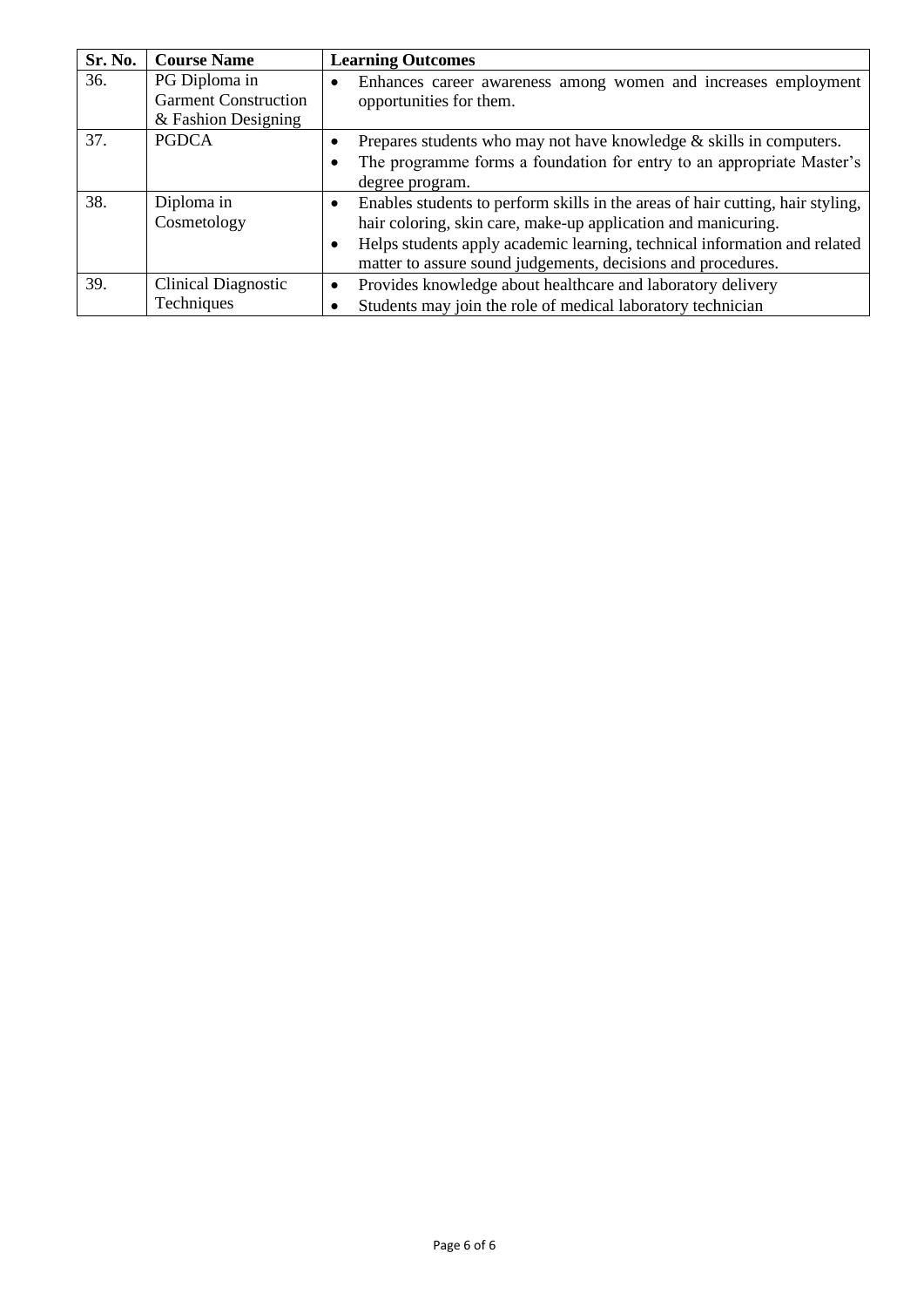| Sr. No. | Course Name | Learning Outcomes |
|---|---|---|
| 36. | PG Diploma in Garment Construction & Fashion Designing | • Enhances career awareness among women and increases employment opportunities for them. |
| 37. | PGDCA | • Prepares students who may not have knowledge & skills in computers.<br>• The programme forms a foundation for entry to an appropriate Master's degree program. |
| 38. | Diploma in Cosmetology | • Enables students to perform skills in the areas of hair cutting, hair styling, hair coloring, skin care, make-up application and manicuring.<br>• Helps students apply academic learning, technical information and related matter to assure sound judgements, decisions and procedures. |
| 39. | Clinical Diagnostic Techniques | • Provides knowledge about healthcare and laboratory delivery<br>• Students may join the role of medical laboratory technician |